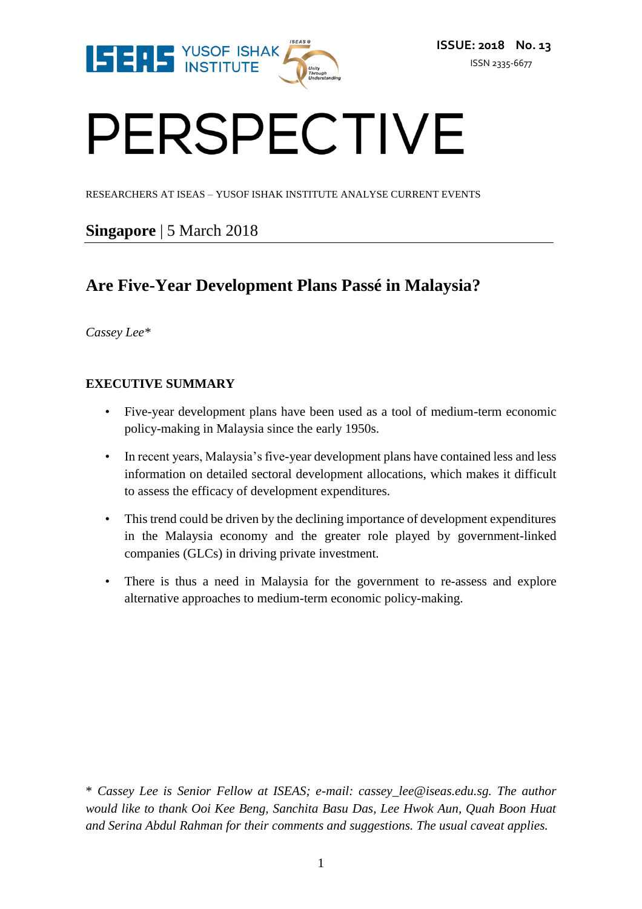ISSUE: 2018 No. 13

ISSN 2335-6677

# PERSPECTIVE

RESEARCHERS AT ISEAS – YUSOF ISHAK INSTITUTE ANALYSE CURRENT EVENTS

**Singapore** | 5 March 2018

## Are Five-Year Development Plans Passé in Malaysia?

*Cassey Lee**

### EXECUTIVE SUMMARY

- Five-year development plans have been used as a tool of medium-term economic policy-making in Malaysia since the early 1950s.
- In recent years, Malaysia's five-year development plans have contained less and less information on detailed sectoral development allocations, which makes it difficult to assess the efficacy of development expenditures.
- This trend could be driven by the declining importance of development expenditures in the Malaysia economy and the greater role played by government-linked companies (GLCs) in driving private investment.
- There is thus a need in Malaysia for the government to re-assess and explore alternative approaches to medium-term economic policy-making.

*\* Cassey Lee is Senior Fellow at ISEAS; e-mail: cassey_lee@iseas.edu.sg. The author would like to thank Ooi Kee Beng, Sanchita Basu Das, Lee Hwok Aun, Quah Boon Huat and Serina Abdul Rahman for their comments and suggestions. The usual caveat applies.*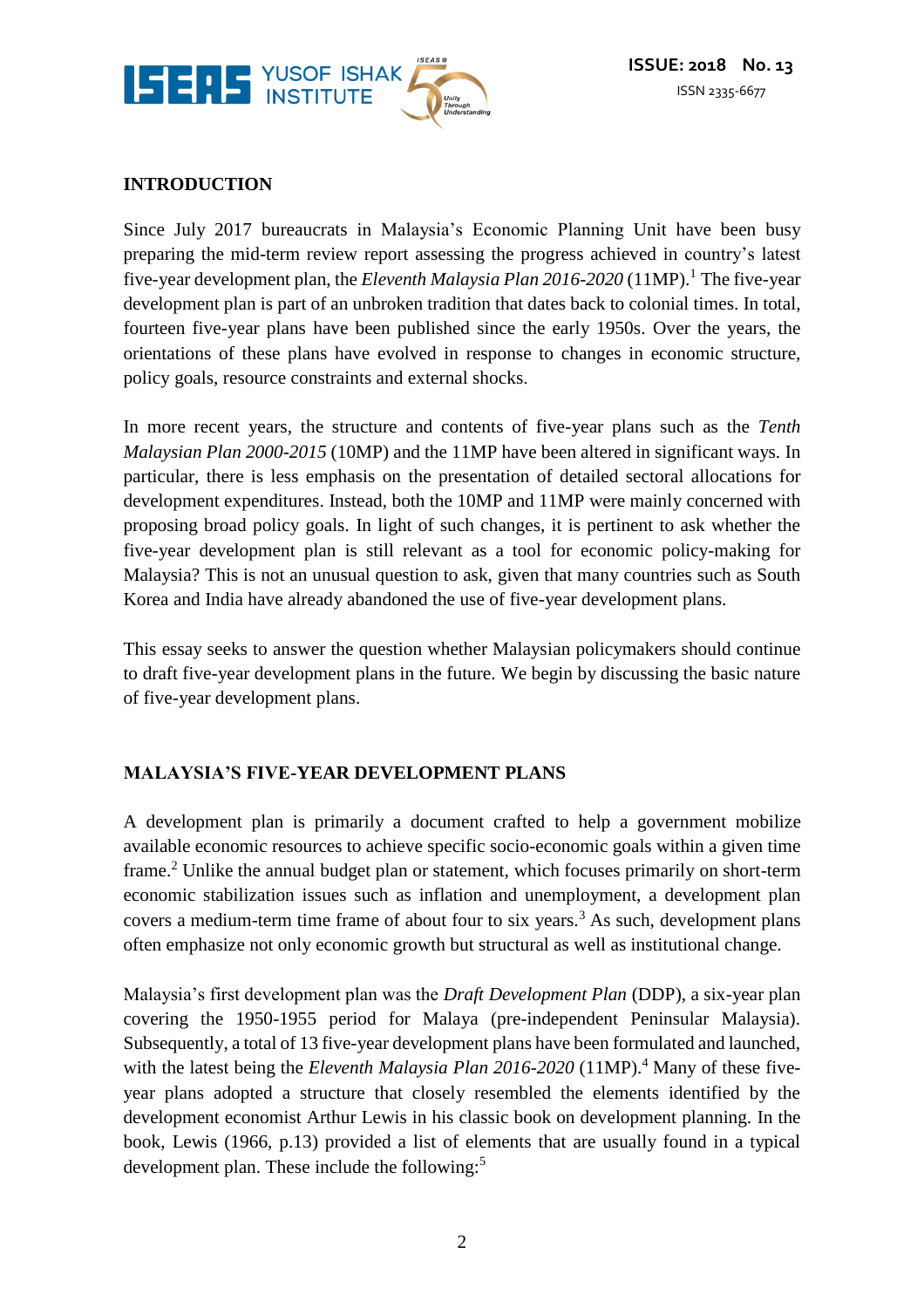## INTRODUCTION

Since July 2017 bureaucrats in Malaysia's Economic Planning Unit have been busy preparing the mid-term review report assessing the progress achieved in country's latest five-year development plan, the *Eleventh Malaysia Plan 2016-2020* (11MP).[1] The five-year development plan is part of an unbroken tradition that dates back to colonial times. In total, fourteen five-year plans have been published since the early 1950s. Over the years, the orientations of these plans have evolved in response to changes in economic structure, policy goals, resource constraints and external shocks.

In more recent years, the structure and contents of five-year plans such as the *Tenth Malaysian Plan 2000-2015* (10MP) and the 11MP have been altered in significant ways. In particular, there is less emphasis on the presentation of detailed sectoral allocations for development expenditures. Instead, both the 10MP and 11MP were mainly concerned with proposing broad policy goals. In light of such changes, it is pertinent to ask whether the five-year development plan is still relevant as a tool for economic policy-making for Malaysia? This is not an unusual question to ask, given that many countries such as South Korea and India have already abandoned the use of five-year development plans.

This essay seeks to answer the question whether Malaysian policymakers should continue to draft five-year development plans in the future. We begin by discussing the basic nature of five-year development plans.

## MALAYSIA'S FIVE-YEAR DEVELOPMENT PLANS

A development plan is primarily a document crafted to help a government mobilize available economic resources to achieve specific socio-economic goals within a given time frame.[2] Unlike the annual budget plan or statement, which focuses primarily on short-term economic stabilization issues such as inflation and unemployment, a development plan covers a medium-term time frame of about four to six years.[3] As such, development plans often emphasize not only economic growth but structural as well as institutional change.

Malaysia's first development plan was the *Draft Development Plan* (DDP), a six-year plan covering the 1950-1955 period for Malaya (pre-independent Peninsular Malaysia). Subsequently, a total of 13 five-year development plans have been formulated and launched, with the latest being the *Eleventh Malaysia Plan 2016-2020* (11MP).[4] Many of these five-year plans adopted a structure that closely resembled the elements identified by the development economist Arthur Lewis in his classic book on development planning. In the book, Lewis (1966, p.13) provided a list of elements that are usually found in a typical development plan. These include the following:[5]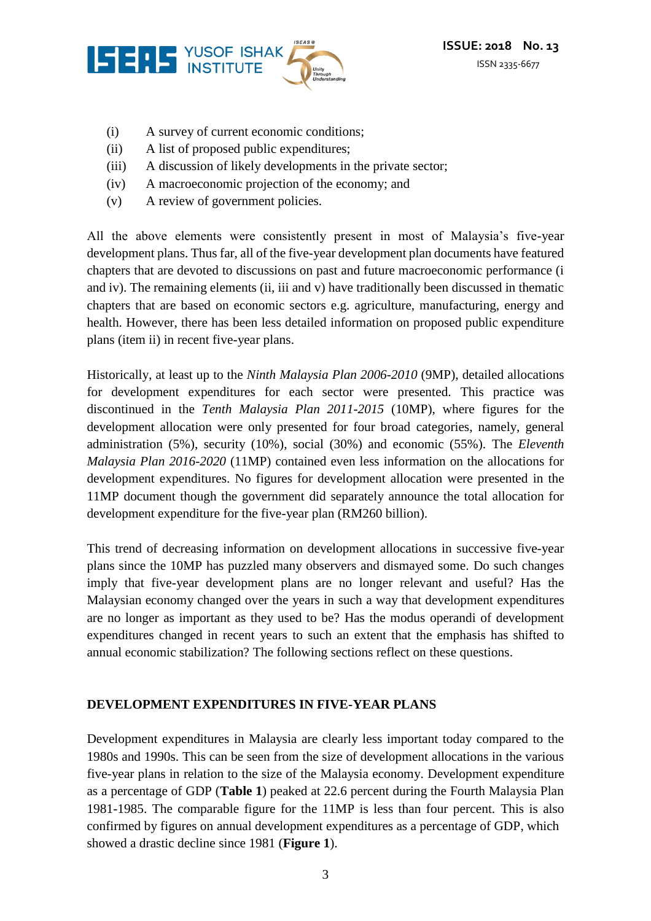(i) A survey of current economic conditions;
(ii) A list of proposed public expenditures;
(iii) A discussion of likely developments in the private sector;
(iv) A macroeconomic projection of the economy; and
(v) A review of government policies.

All the above elements were consistently present in most of Malaysia's five-year development plans. Thus far, all of the five-year development plan documents have featured chapters that are devoted to discussions on past and future macroeconomic performance (i and iv). The remaining elements (ii, iii and v) have traditionally been discussed in thematic chapters that are based on economic sectors e.g. agriculture, manufacturing, energy and health. However, there has been less detailed information on proposed public expenditure plans (item ii) in recent five-year plans.

Historically, at least up to the *Ninth Malaysia Plan 2006-2010* (9MP), detailed allocations for development expenditures for each sector were presented. This practice was discontinued in the *Tenth Malaysia Plan 2011-2015* (10MP), where figures for the development allocation were only presented for four broad categories, namely, general administration (5%), security (10%), social (30%) and economic (55%). The *Eleventh Malaysia Plan 2016-2020* (11MP) contained even less information on the allocations for development expenditures. No figures for development allocation were presented in the 11MP document though the government did separately announce the total allocation for development expenditure for the five-year plan (RM260 billion).

This trend of decreasing information on development allocations in successive five-year plans since the 10MP has puzzled many observers and dismayed some. Do such changes imply that five-year development plans are no longer relevant and useful? Has the Malaysian economy changed over the years in such a way that development expenditures are no longer as important as they used to be? Has the modus operandi of development expenditures changed in recent years to such an extent that the emphasis has shifted to annual economic stabilization? The following sections reflect on these questions.

## DEVELOPMENT EXPENDITURES IN FIVE-YEAR PLANS

Development expenditures in Malaysia are clearly less important today compared to the 1980s and 1990s. This can be seen from the size of development allocations in the various five-year plans in relation to the size of the Malaysia economy. Development expenditure as a percentage of GDP (**Table 1**) peaked at 22.6 percent during the Fourth Malaysia Plan 1981-1985. The comparable figure for the 11MP is less than four percent. This is also confirmed by figures on annual development expenditures as a percentage of GDP, which showed a drastic decline since 1981 (**Figure 1**).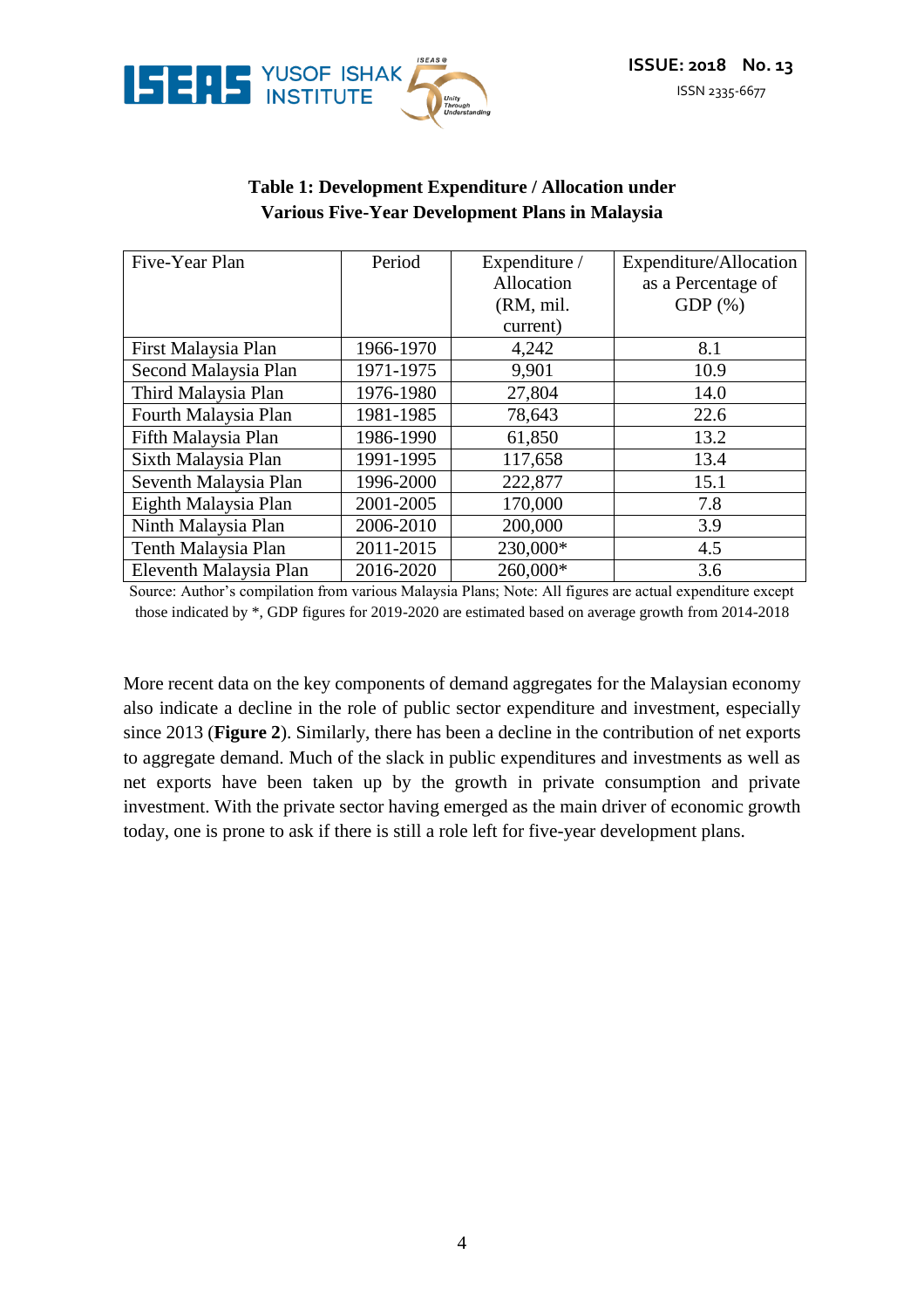**Table 1: Development Expenditure / Allocation under Various Five-Year Development Plans in Malaysia**

| Five-Year Plan | Period | Expenditure / Allocation (RM, mil. current) | Expenditure/Allocation as a Percentage of GDP (%) |
|---|---|---|---|
| First Malaysia Plan | 1966-1970 | 4,242 | 8.1 |
| Second Malaysia Plan | 1971-1975 | 9,901 | 10.9 |
| Third Malaysia Plan | 1976-1980 | 27,804 | 14.0 |
| Fourth Malaysia Plan | 1981-1985 | 78,643 | 22.6 |
| Fifth Malaysia Plan | 1986-1990 | 61,850 | 13.2 |
| Sixth Malaysia Plan | 1991-1995 | 117,658 | 13.4 |
| Seventh Malaysia Plan | 1996-2000 | 222,877 | 15.1 |
| Eighth Malaysia Plan | 2001-2005 | 170,000 | 7.8 |
| Ninth Malaysia Plan | 2006-2010 | 200,000 | 3.9 |
| Tenth Malaysia Plan | 2011-2015 | 230,000* | 4.5 |
| Eleventh Malaysia Plan | 2016-2020 | 260,000* | 3.6 |

Source: Author's compilation from various Malaysia Plans; Note: All figures are actual expenditure except those indicated by *, GDP figures for 2019-2020 are estimated based on average growth from 2014-2018

More recent data on the key components of demand aggregates for the Malaysian economy also indicate a decline in the role of public sector expenditure and investment, especially since 2013 (**Figure 2**). Similarly, there has been a decline in the contribution of net exports to aggregate demand. Much of the slack in public expenditures and investments as well as net exports have been taken up by the growth in private consumption and private investment. With the private sector having emerged as the main driver of economic growth today, one is prone to ask if there is still a role left for five-year development plans.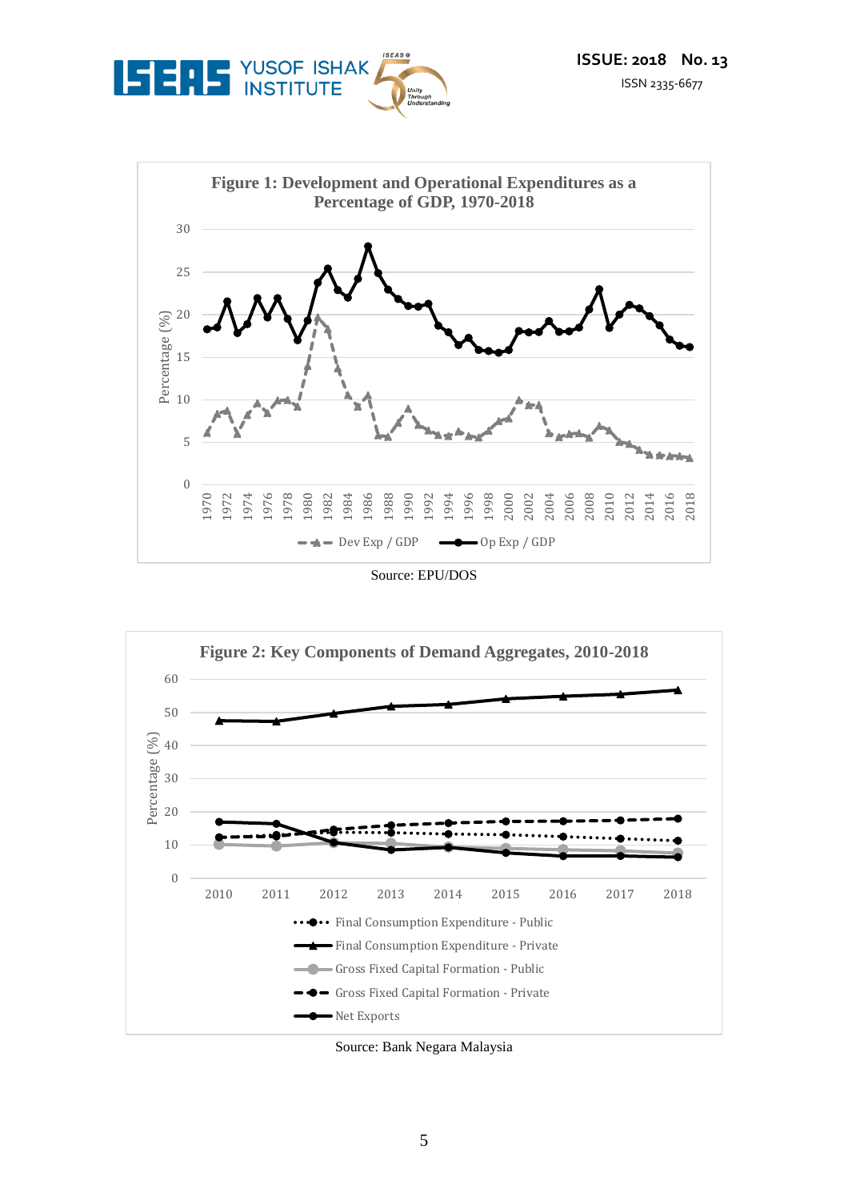**Figure 1: Development and Operational Expenditures as a Percentage of GDP, 1970-2018**

Source: EPU/DOS

**Figure 2: Key Components of Demand Aggregates, 2010-2018**

Source: Bank Negara Malaysia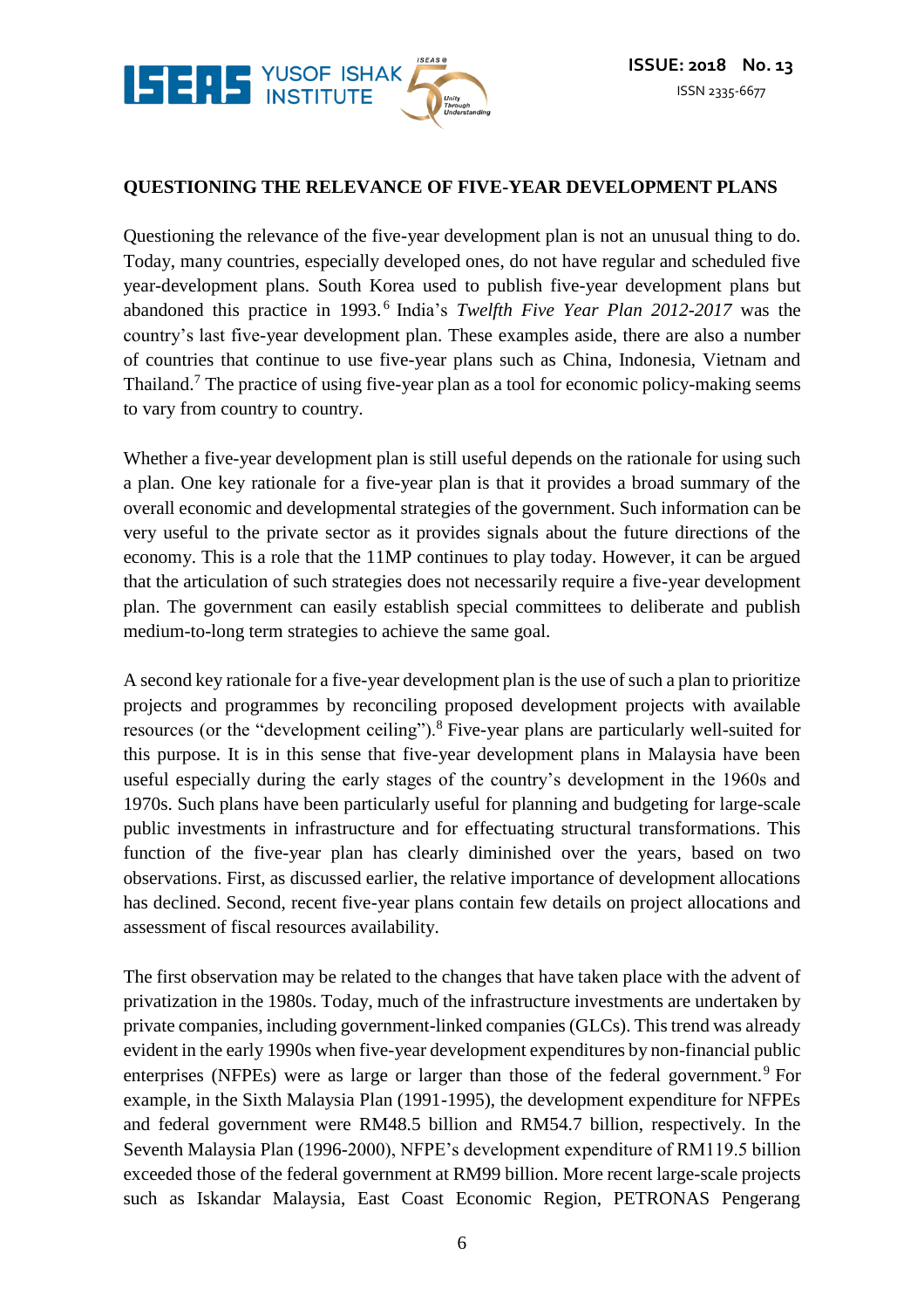**QUESTIONING THE RELEVANCE OF FIVE-YEAR DEVELOPMENT PLANS**

Questioning the relevance of the five-year development plan is not an unusual thing to do. Today, many countries, especially developed ones, do not have regular and scheduled five year-development plans. South Korea used to publish five-year development plans but abandoned this practice in 1993.[6] India's *Twelfth Five Year Plan 2012-2017* was the country's last five-year development plan. These examples aside, there are also a number of countries that continue to use five-year plans such as China, Indonesia, Vietnam and Thailand.[7] The practice of using five-year plan as a tool for economic policy-making seems to vary from country to country.

Whether a five-year development plan is still useful depends on the rationale for using such a plan. One key rationale for a five-year plan is that it provides a broad summary of the overall economic and developmental strategies of the government. Such information can be very useful to the private sector as it provides signals about the future directions of the economy. This is a role that the 11MP continues to play today. However, it can be argued that the articulation of such strategies does not necessarily require a five-year development plan. The government can easily establish special committees to deliberate and publish medium-to-long term strategies to achieve the same goal.

A second key rationale for a five-year development plan is the use of such a plan to prioritize projects and programmes by reconciling proposed development projects with available resources (or the "development ceiling").[8] Five-year plans are particularly well-suited for this purpose. It is in this sense that five-year development plans in Malaysia have been useful especially during the early stages of the country's development in the 1960s and 1970s. Such plans have been particularly useful for planning and budgeting for large-scale public investments in infrastructure and for effectuating structural transformations. This function of the five-year plan has clearly diminished over the years, based on two observations. First, as discussed earlier, the relative importance of development allocations has declined. Second, recent five-year plans contain few details on project allocations and assessment of fiscal resources availability.

The first observation may be related to the changes that have taken place with the advent of privatization in the 1980s. Today, much of the infrastructure investments are undertaken by private companies, including government-linked companies (GLCs). This trend was already evident in the early 1990s when five-year development expenditures by non-financial public enterprises (NFPEs) were as large or larger than those of the federal government.[9] For example, in the Sixth Malaysia Plan (1991-1995), the development expenditure for NFPEs and federal government were RM48.5 billion and RM54.7 billion, respectively. In the Seventh Malaysia Plan (1996-2000), NFPE's development expenditure of RM119.5 billion exceeded those of the federal government at RM99 billion. More recent large-scale projects such as Iskandar Malaysia, East Coast Economic Region, PETRONAS Pengerang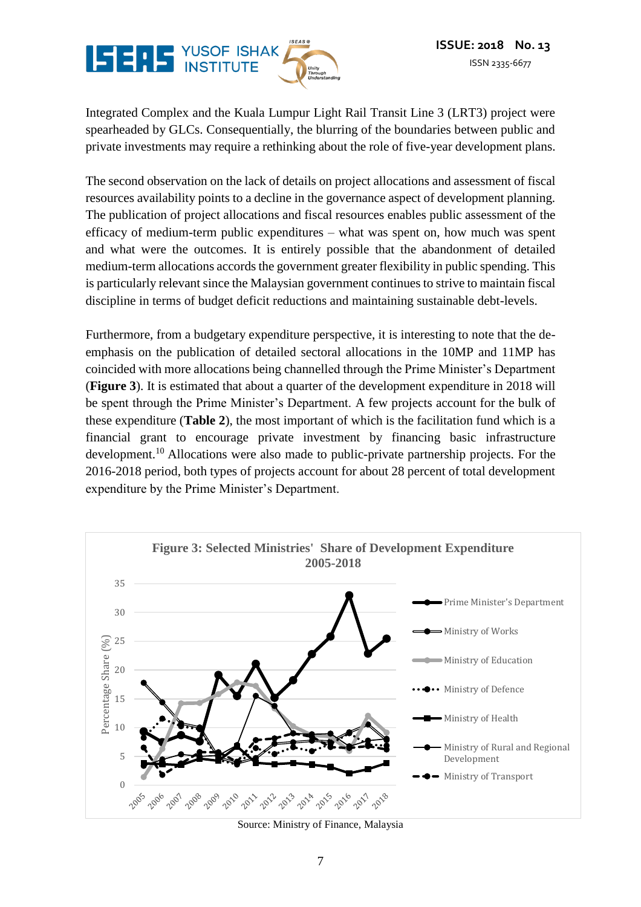Integrated Complex and the Kuala Lumpur Light Rail Transit Line 3 (LRT3) project were spearheaded by GLCs. Consequentially, the blurring of the boundaries between public and private investments may require a rethinking about the role of five-year development plans.

The second observation on the lack of details on project allocations and assessment of fiscal resources availability points to a decline in the governance aspect of development planning. The publication of project allocations and fiscal resources enables public assessment of the efficacy of medium-term public expenditures – what was spent on, how much was spent and what were the outcomes. It is entirely possible that the abandonment of detailed medium-term allocations accords the government greater flexibility in public spending. This is particularly relevant since the Malaysian government continues to strive to maintain fiscal discipline in terms of budget deficit reductions and maintaining sustainable debt-levels.

Furthermore, from a budgetary expenditure perspective, it is interesting to note that the de-emphasis on the publication of detailed sectoral allocations in the 10MP and 11MP has coincided with more allocations being channelled through the Prime Minister's Department (**Figure 3**). It is estimated that about a quarter of the development expenditure in 2018 will be spent through the Prime Minister's Department. A few projects account for the bulk of these expenditure (**Table 2**), the most important of which is the facilitation fund which is a financial grant to encourage private investment by financing basic infrastructure development.[10] Allocations were also made to public-private partnership projects. For the 2016-2018 period, both types of projects account for about 28 percent of total development expenditure by the Prime Minister's Department.

**Figure 3: Selected Ministries' Share of Development Expenditure 2005-2018**

Source: Ministry of Finance, Malaysia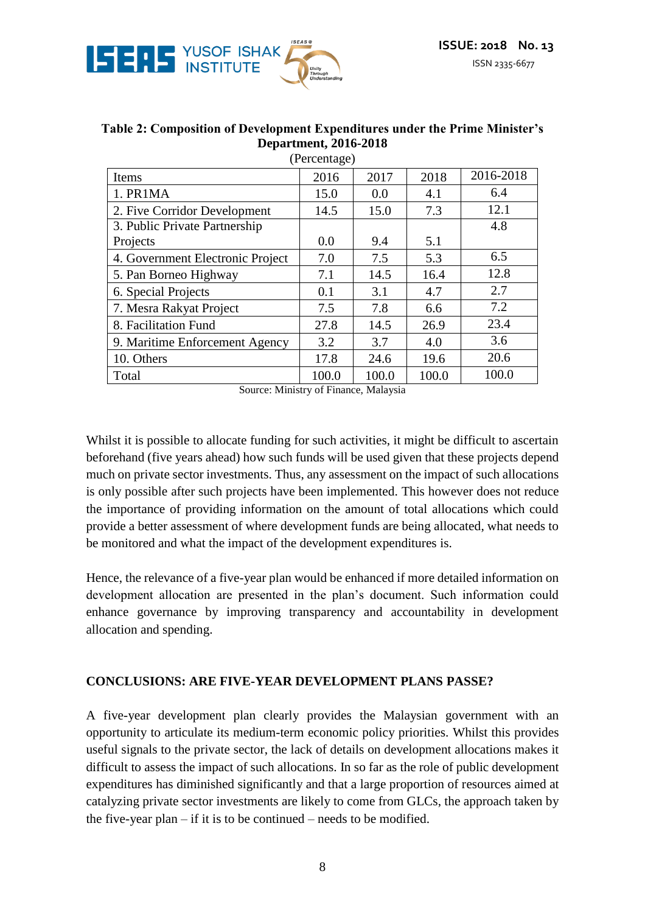**Table 2: Composition of Development Expenditures under the Prime Minister's Department, 2016-2018**

(Percentage)

| Items | 2016 | 2017 | 2018 | 2016-2018 |
|---|---|---|---|---|
| 1. PR1MA | 15.0 | 0.0 | 4.1 | 6.4 |
| 2. Five Corridor Development | 14.5 | 15.0 | 7.3 | 12.1 |
| 3. Public Private Partnership Projects | 0.0 | 9.4 | 5.1 | 4.8 |
| 4. Government Electronic Project | 7.0 | 7.5 | 5.3 | 6.5 |
| 5. Pan Borneo Highway | 7.1 | 14.5 | 16.4 | 12.8 |
| 6. Special Projects | 0.1 | 3.1 | 4.7 | 2.7 |
| 7. Mesra Rakyat Project | 7.5 | 7.8 | 6.6 | 7.2 |
| 8. Facilitation Fund | 27.8 | 14.5 | 26.9 | 23.4 |
| 9. Maritime Enforcement Agency | 3.2 | 3.7 | 4.0 | 3.6 |
| 10. Others | 17.8 | 24.6 | 19.6 | 20.6 |
| Total | 100.0 | 100.0 | 100.0 | 100.0 |

Source: Ministry of Finance, Malaysia

Whilst it is possible to allocate funding for such activities, it might be difficult to ascertain beforehand (five years ahead) how such funds will be used given that these projects depend much on private sector investments. Thus, any assessment on the impact of such allocations is only possible after such projects have been implemented. This however does not reduce the importance of providing information on the amount of total allocations which could provide a better assessment of where development funds are being allocated, what needs to be monitored and what the impact of the development expenditures is.

Hence, the relevance of a five-year plan would be enhanced if more detailed information on development allocation are presented in the plan's document. Such information could enhance governance by improving transparency and accountability in development allocation and spending.

## CONCLUSIONS: ARE FIVE-YEAR DEVELOPMENT PLANS PASSE?

A five-year development plan clearly provides the Malaysian government with an opportunity to articulate its medium-term economic policy priorities. Whilst this provides useful signals to the private sector, the lack of details on development allocations makes it difficult to assess the impact of such allocations. In so far as the role of public development expenditures has diminished significantly and that a large proportion of resources aimed at catalyzing private sector investments are likely to come from GLCs, the approach taken by the five-year plan – if it is to be continued – needs to be modified.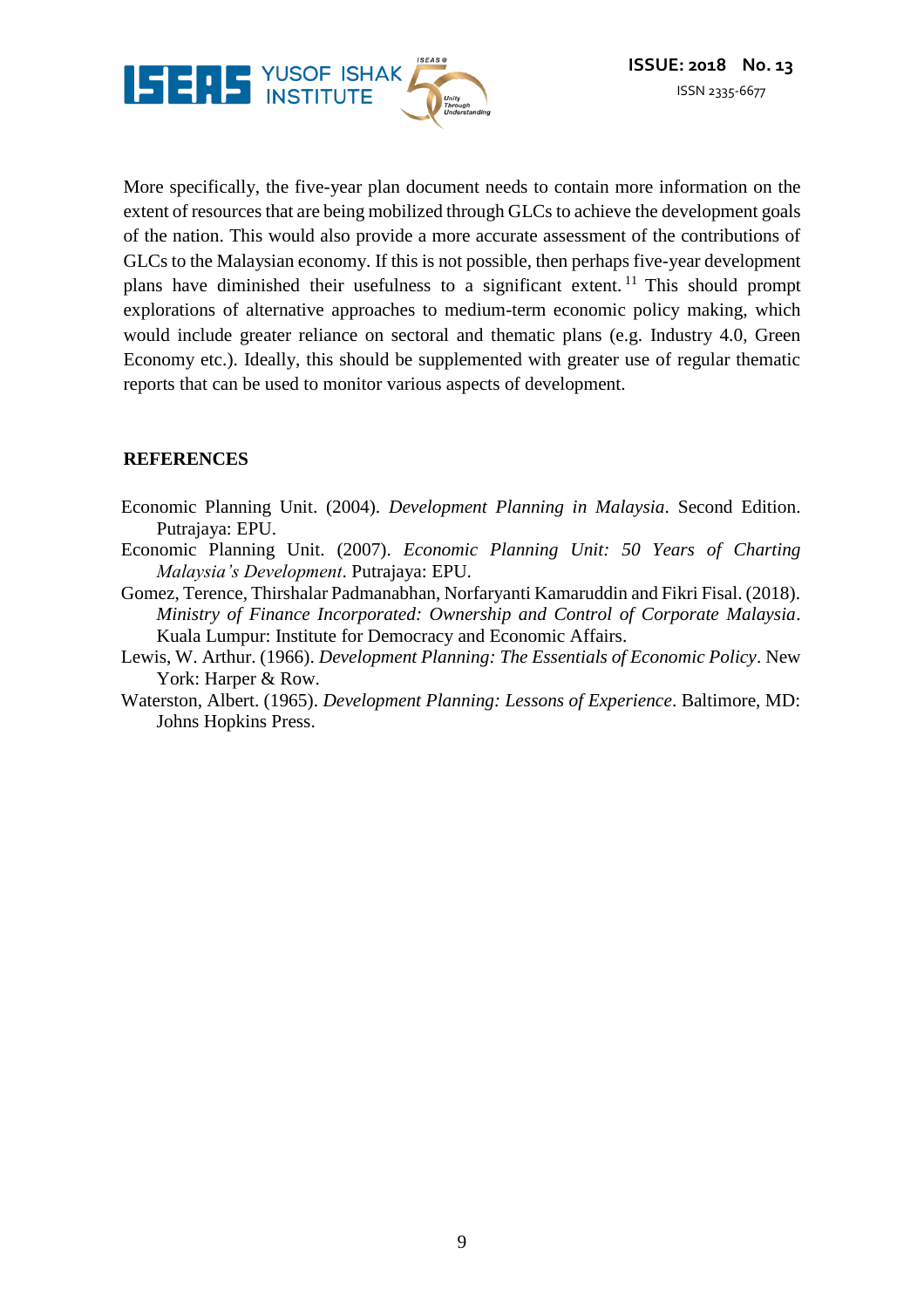More specifically, the five-year plan document needs to contain more information on the extent of resources that are being mobilized through GLCs to achieve the development goals of the nation. This would also provide a more accurate assessment of the contributions of GLCs to the Malaysian economy. If this is not possible, then perhaps five-year development plans have diminished their usefulness to a significant extent.[11] This should prompt explorations of alternative approaches to medium-term economic policy making, which would include greater reliance on sectoral and thematic plans (e.g. Industry 4.0, Green Economy etc.). Ideally, this should be supplemented with greater use of regular thematic reports that can be used to monitor various aspects of development.

## REFERENCES

Economic Planning Unit. (2004). *Development Planning in Malaysia*. Second Edition. Putrajaya: EPU.

Economic Planning Unit. (2007). *Economic Planning Unit: 50 Years of Charting Malaysia's Development*. Putrajaya: EPU.

Gomez, Terence, Thirshalar Padmanabhan, Norfaryanti Kamaruddin and Fikri Fisal. (2018). *Ministry of Finance Incorporated: Ownership and Control of Corporate Malaysia*. Kuala Lumpur: Institute for Democracy and Economic Affairs.

Lewis, W. Arthur. (1966). *Development Planning: The Essentials of Economic Policy*. New York: Harper & Row.

Waterston, Albert. (1965). *Development Planning: Lessons of Experience*. Baltimore, MD: Johns Hopkins Press.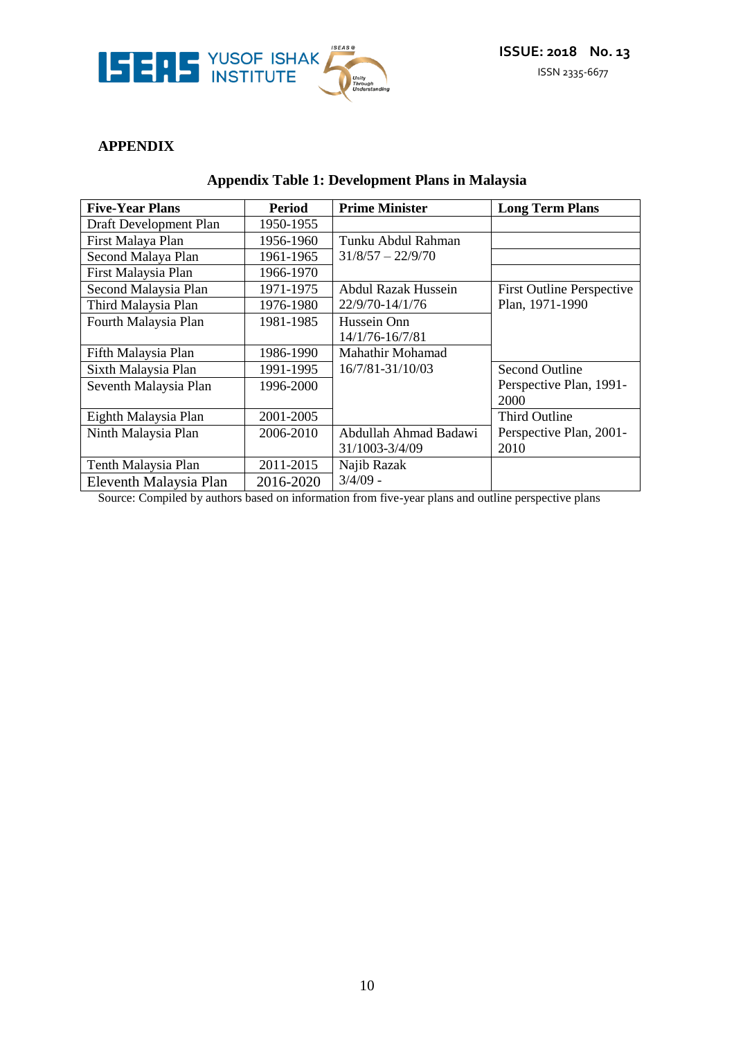## APPENDIX

**Appendix Table 1: Development Plans in Malaysia**

| Five-Year Plans | Period | Prime Minister | Long Term Plans |
|---|---|---|---|
| Draft Development Plan | 1950-1955 | | |
| First Malaya Plan | 1956-1960 | Tunku Abdul Rahman 31/8/57 – 22/9/70 | |
| Second Malaya Plan | 1961-1965 | | |
| First Malaysia Plan | 1966-1970 | | |
| Second Malaysia Plan | 1971-1975 | Abdul Razak Hussein 22/9/70-14/1/76 | First Outline Perspective Plan, 1971-1990 |
| Third Malaysia Plan | 1976-1980 | | |
| Fourth Malaysia Plan | 1981-1985 | Hussein Onn 14/1/76-16/7/81 | |
| Fifth Malaysia Plan | 1986-1990 | Mahathir Mohamad 16/7/81-31/10/03 | |
| Sixth Malaysia Plan | 1991-1995 | | Second Outline Perspective Plan, 1991-2000 |
| Seventh Malaysia Plan | 1996-2000 | | |
| Eighth Malaysia Plan | 2001-2005 | | Third Outline Perspective Plan, 2001-2010 |
| Ninth Malaysia Plan | 2006-2010 | Abdullah Ahmad Badawi 31/1003-3/4/09 | |
| Tenth Malaysia Plan | 2011-2015 | Najib Razak 3/4/09 - | |
| Eleventh Malaysia Plan | 2016-2020 | | |

Source: Compiled by authors based on information from five-year plans and outline perspective plans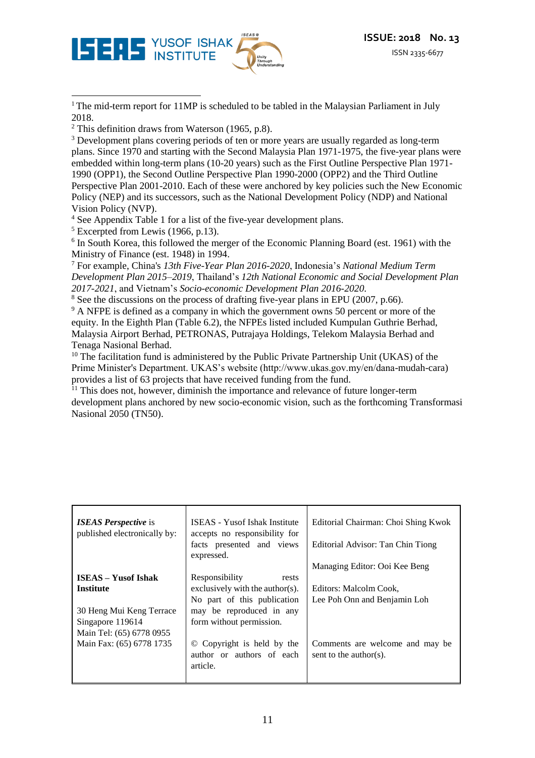[1] The mid-term report for 11MP is scheduled to be tabled in the Malaysian Parliament in July 2018.

[2] This definition draws from Waterson (1965, p.8).

[3] Development plans covering periods of ten or more years are usually regarded as long-term plans. Since 1970 and starting with the Second Malaysia Plan 1971-1975, the five-year plans were embedded within long-term plans (10-20 years) such as the First Outline Perspective Plan 1971-1990 (OPP1), the Second Outline Perspective Plan 1990-2000 (OPP2) and the Third Outline Perspective Plan 2001-2010. Each of these were anchored by key policies such the New Economic Policy (NEP) and its successors, such as the National Development Policy (NDP) and National Vision Policy (NVP).

[4] See Appendix Table 1 for a list of the five-year development plans.

[5] Excerpted from Lewis (1966, p.13).

[6] In South Korea, this followed the merger of the Economic Planning Board (est. 1961) with the Ministry of Finance (est. 1948) in 1994.

[7] For example, China's *13th Five-Year Plan 2016-2020*, Indonesia's *National Medium Term Development Plan 2015–2019*, Thailand's *12th National Economic and Social Development Plan 2017-2021*, and Vietnam's *Socio-economic Development Plan 2016-2020*.

[8] See the discussions on the process of drafting five-year plans in EPU (2007, p.66).

[9] A NFPE is defined as a company in which the government owns 50 percent or more of the equity. In the Eighth Plan (Table 6.2), the NFPEs listed included Kumpulan Guthrie Berhad, Malaysia Airport Berhad, PETRONAS, Putrajaya Holdings, Telekom Malaysia Berhad and Tenaga Nasional Berhad.

[10] The facilitation fund is administered by the Public Private Partnership Unit (UKAS) of the Prime Minister's Department. UKAS's website (http://www.ukas.gov.my/en/dana-mudah-cara) provides a list of 63 projects that have received funding from the fund.

[11] This does not, however, diminish the importance and relevance of future longer-term development plans anchored by new socio-economic vision, such as the forthcoming Transformasi Nasional 2050 (TN50).

| | | |
|---|---|---|
| ***ISEAS Perspective*** is published electronically by:<br><br>**ISEAS – Yusof Ishak Institute**<br><br>30 Heng Mui Keng Terrace<br>Singapore 119614<br>Main Tel: (65) 6778 0955<br>Main Fax: (65) 6778 1735 | ISEAS - Yusof Ishak Institute accepts no responsibility for facts presented and views expressed.<br><br>Responsibility rests exclusively with the author(s). No part of this publication may be reproduced in any form without permission.<br><br>© Copyright is held by the author or authors of each article. | Editorial Chairman: Choi Shing Kwok<br><br>Editorial Advisor: Tan Chin Tiong<br><br>Managing Editor: Ooi Kee Beng<br><br>Editors: Malcolm Cook, Lee Poh Onn and Benjamin Loh<br><br>Comments are welcome and may be sent to the author(s). |